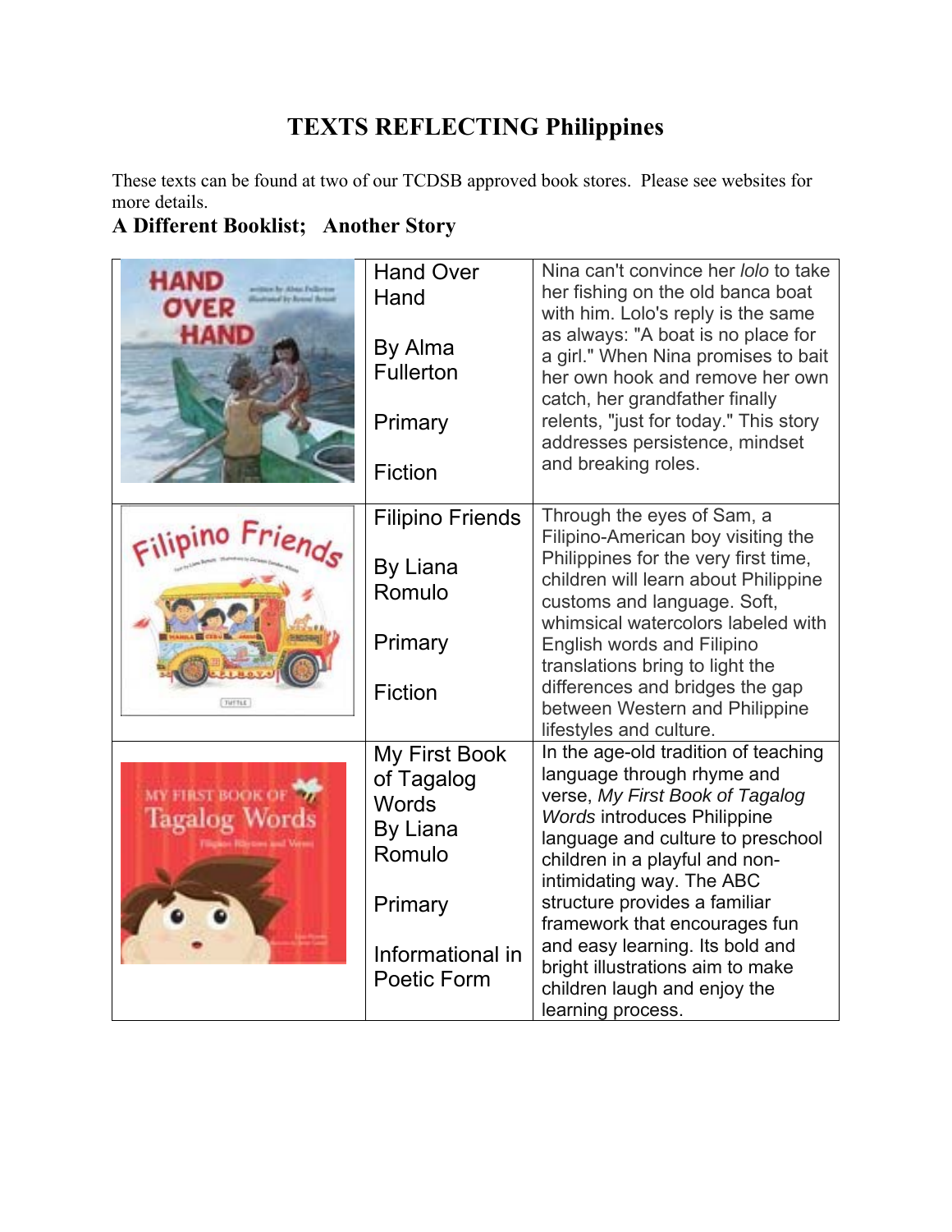# TEXTS REFLECTING Philippines

These texts can be found at two of our TCDSB approved book stores. Please see websites for more details.

**A Different Booklist; Another Story**

| | | |
|---|---|---|
| | Hand Over Hand<br><br>By Alma Fullerton<br><br>Primary<br><br>Fiction | Nina can't convince her *lolo* to take her fishing on the old banca boat with him. Lolo's reply is the same as always: "A boat is no place for a girl." When Nina promises to bait her own hook and remove her own catch, her grandfather finally relents, "just for today." This story addresses persistence, mindset and breaking roles. |
| | Filipino Friends<br><br>By Liana Romulo<br><br>Primary<br><br>Fiction | Through the eyes of Sam, a Filipino-American boy visiting the Philippines for the very first time, children will learn about Philippine customs and language. Soft, whimsical watercolors labeled with English words and Filipino translations bring to light the differences and bridges the gap between Western and Philippine lifestyles and culture. |
| | My First Book of Tagalog Words<br>By Liana Romulo<br><br>Primary<br><br>Informational in Poetic Form | In the age-old tradition of teaching language through rhyme and verse, *My First Book of Tagalog Words* introduces Philippine language and culture to preschool children in a playful and non-intimidating way. The ABC structure provides a familiar framework that encourages fun and easy learning. Its bold and bright illustrations aim to make children laugh and enjoy the learning process. |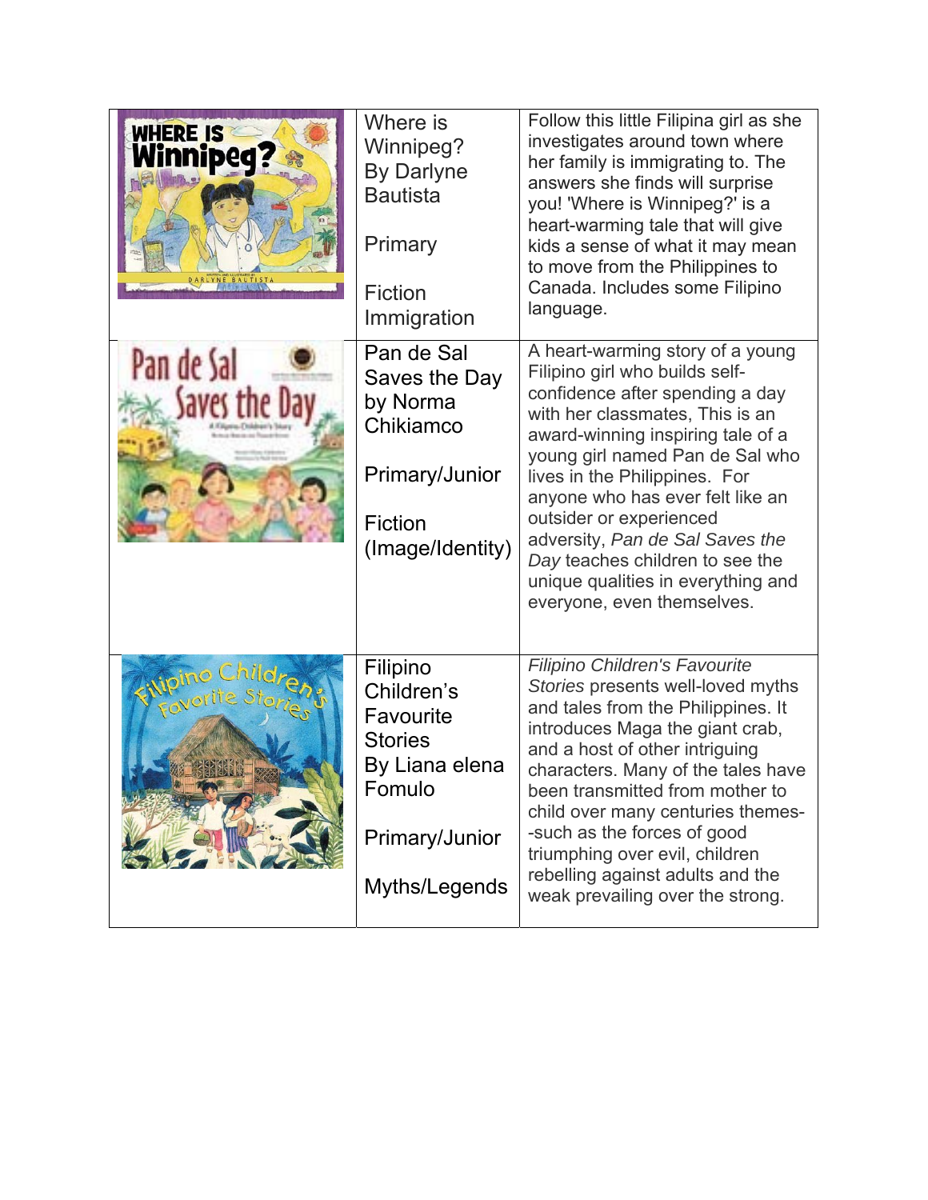| | | |
|---|---|---|
| | Where is Winnipeg? By Darlyne Bautista<br><br>Primary<br><br>Fiction Immigration | Follow this little Filipina girl as she investigates around town where her family is immigrating to. The answers she finds will surprise you! 'Where is Winnipeg?' is a heart-warming tale that will give kids a sense of what it may mean to move from the Philippines to Canada. Includes some Filipino language. |
| | Pan de Sal Saves the Day by Norma Chikiamco<br><br>Primary/Junior<br><br>Fiction (Image/Identity) | A heart-warming story of a young Filipino girl who builds self-confidence after spending a day with her classmates, This is an award-winning inspiring tale of a young girl named Pan de Sal who lives in the Philippines. For anyone who has ever felt like an outsider or experienced adversity, *Pan de Sal Saves the Day* teaches children to see the unique qualities in everything and everyone, even themselves. |
| | Filipino Children's Favourite Stories By Liana elena Fomulo<br><br>Primary/Junior<br><br>Myths/Legends | *Filipino Children's Favourite Stories* presents well-loved myths and tales from the Philippines. It introduces Maga the giant crab, and a host of other intriguing characters. Many of the tales have been transmitted from mother to child over many centuries themes--such as the forces of good triumphing over evil, children rebelling against adults and the weak prevailing over the strong. |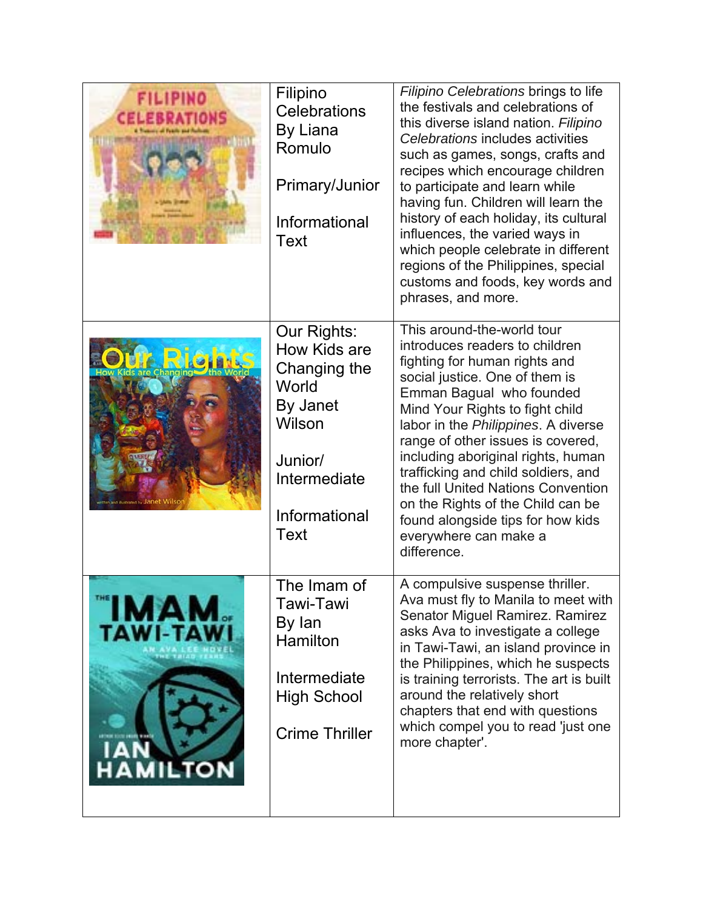| | | |
|---|---|---|
| | Filipino Celebrations By Liana Romulo<br><br>Primary/Junior<br><br>Informational Text | *Filipino Celebrations* brings to life the festivals and celebrations of this diverse island nation. *Filipino Celebrations* includes activities such as games, songs, crafts and recipes which encourage children to participate and learn while having fun. Children will learn the history of each holiday, its cultural influences, the varied ways in which people celebrate in different regions of the Philippines, special customs and foods, key words and phrases, and more. |
| | Our Rights: How Kids are Changing the World By Janet Wilson<br><br>Junior/ Intermediate<br><br>Informational Text | This around-the-world tour introduces readers to children fighting for human rights and social justice. One of them is Emman Bagual who founded Mind Your Rights to fight child labor in the *Philippines*. A diverse range of other issues is covered, including aboriginal rights, human trafficking and child soldiers, and the full United Nations Convention on the Rights of the Child can be found alongside tips for how kids everywhere can make a difference. |
| | The Imam of Tawi-Tawi By Ian Hamilton<br><br>Intermediate High School<br><br>Crime Thriller | A compulsive suspense thriller. Ava must fly to Manila to meet with Senator Miguel Ramirez. Ramirez asks Ava to investigate a college in Tawi-Tawi, an island province in the Philippines, which he suspects is training terrorists. The art is built around the relatively short chapters that end with questions which compel you to read 'just one more chapter'. |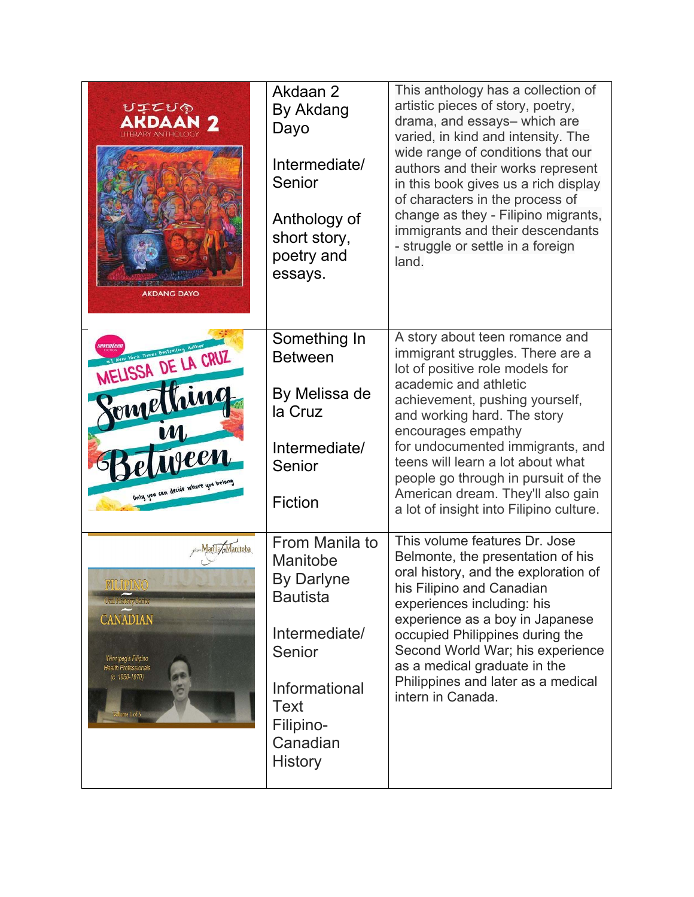| | | |
|---|---|---|
| | Akdaan 2<br>By Akdang Dayo<br><br>Intermediate/ Senior<br><br>Anthology of short story, poetry and essays. | This anthology has a collection of artistic pieces of story, poetry, drama, and essays– which are varied, in kind and intensity. The wide range of conditions that our authors and their works represent in this book gives us a rich display of characters in the process of change as they - Filipino migrants, immigrants and their descendants - struggle or settle in a foreign land. |
| | Something In Between<br><br>By Melissa de la Cruz<br><br>Intermediate/ Senior<br><br>Fiction | A story about teen romance and immigrant struggles. There are a lot of positive role models for academic and athletic achievement, pushing yourself, and working hard. The story encourages empathy for undocumented immigrants, and teens will learn a lot about what people go through in pursuit of the American dream. They'll also gain a lot of insight into Filipino culture. |
| | From Manila to Manitobe<br>By Darlyne Bautista<br><br>Intermediate/ Senior<br><br>Informational Text Filipino-Canadian History | This volume features Dr. Jose Belmonte, the presentation of his oral history, and the exploration of his Filipino and Canadian experiences including: his experience as a boy in Japanese occupied Philippines during the Second World War; his experience as a medical graduate in the Philippines and later as a medical intern in Canada. |